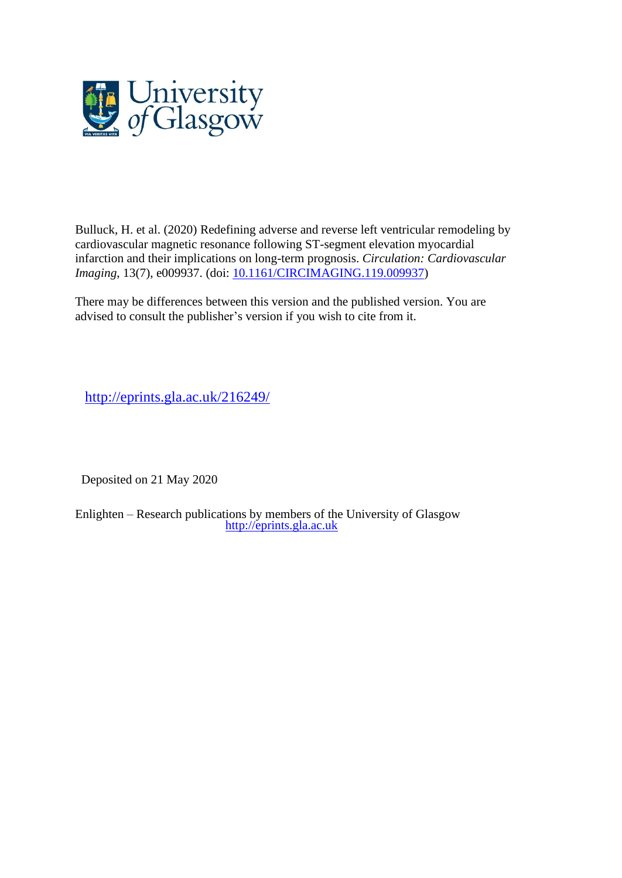University of Glasgow

Bulluck, H. et al. (2020) Redefining adverse and reverse left ventricular remodeling by cardiovascular magnetic resonance following ST-segment elevation myocardial infarction and their implications on long-term prognosis. *Circulation: Cardiovascular Imaging*, 13(7), e009937. (doi: [10.1161/CIRCIMAGING.119.009937](https://doi.org/10.1161/CIRCIMAGING.119.009937))

There may be differences between this version and the published version. You are advised to consult the publisher's version if you wish to cite from it.

[http://eprints.gla.ac.uk/216249/](http://eprints.gla.ac.uk/216249/)

Deposited on 21 May 2020

Enlighten – Research publications by members of the University of Glasgow
[http://eprints.gla.ac.uk](http://eprints.gla.ac.uk)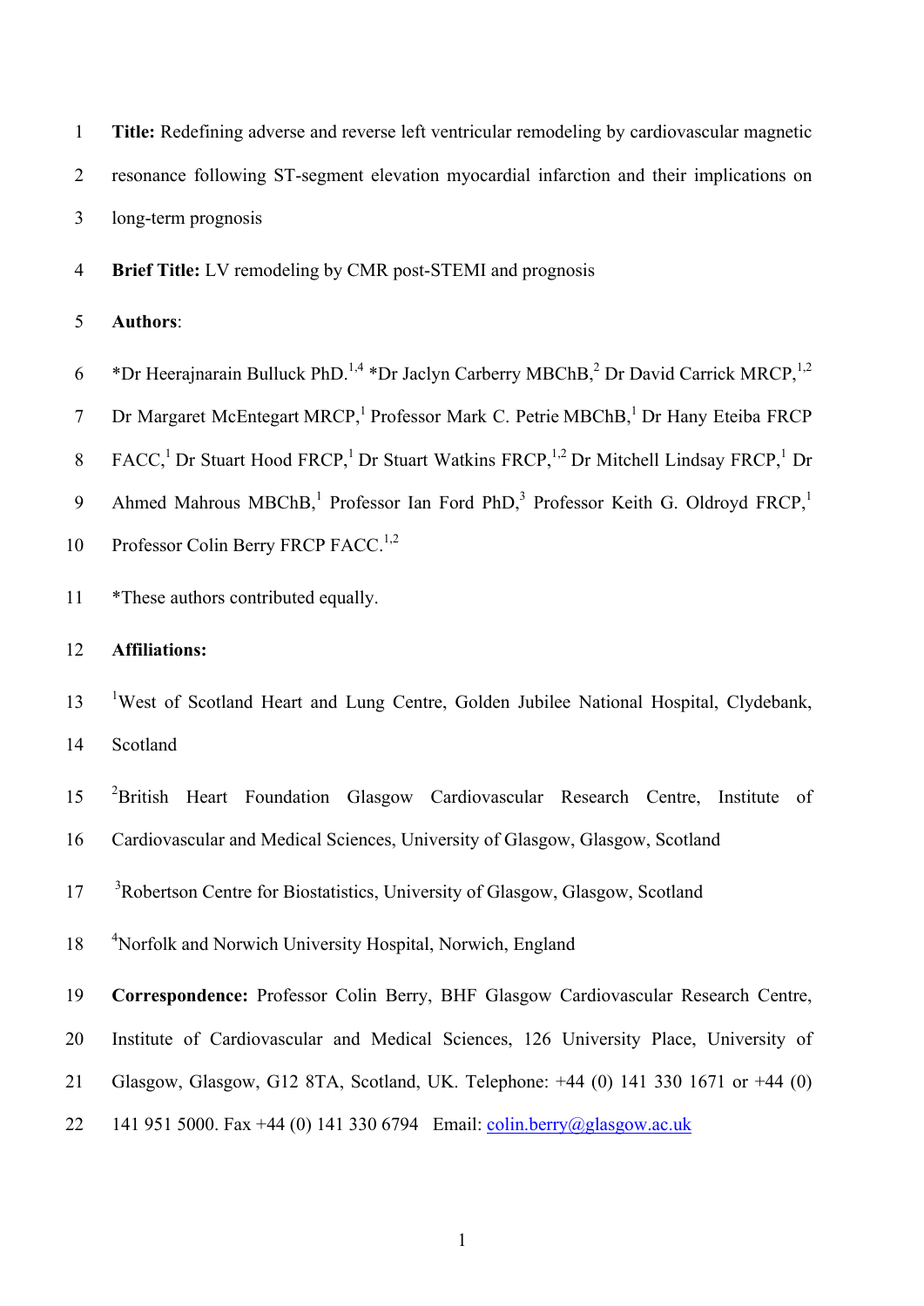**Title:** Redefining adverse and reverse left ventricular remodeling by cardiovascular magnetic resonance following ST-segment elevation myocardial infarction and their implications on long-term prognosis

**Brief Title:** LV remodeling by CMR post-STEMI and prognosis

**Authors**:

*Dr Heerajnarain Bulluck PhD.[1,4] *Dr Jaclyn Carberry MBChB,[2] Dr David Carrick MRCP,[1,2] Dr Margaret McEntegart MRCP,[1] Professor Mark C. Petrie MBChB,[1] Dr Hany Eteiba FRCP FACC,[1] Dr Stuart Hood FRCP,[1] Dr Stuart Watkins FRCP,[1,2] Dr Mitchell Lindsay FRCP,[1] Dr Ahmed Mahrous MBChB,[1] Professor Ian Ford PhD,[3] Professor Keith G. Oldroyd FRCP,[1] Professor Colin Berry FRCP FACC.[1,2]

*These authors contributed equally.

**Affiliations:**

[1]West of Scotland Heart and Lung Centre, Golden Jubilee National Hospital, Clydebank, Scotland

[2]British Heart Foundation Glasgow Cardiovascular Research Centre, Institute of Cardiovascular and Medical Sciences, University of Glasgow, Glasgow, Scotland

[3]Robertson Centre for Biostatistics, University of Glasgow, Glasgow, Scotland

[4]Norfolk and Norwich University Hospital, Norwich, England

**Correspondence:** Professor Colin Berry, BHF Glasgow Cardiovascular Research Centre, Institute of Cardiovascular and Medical Sciences, 126 University Place, University of Glasgow, Glasgow, G12 8TA, Scotland, UK. Telephone: +44 (0) 141 330 1671 or +44 (0) 141 951 5000. Fax +44 (0) 141 330 6794 Email: colin.berry@glasgow.ac.uk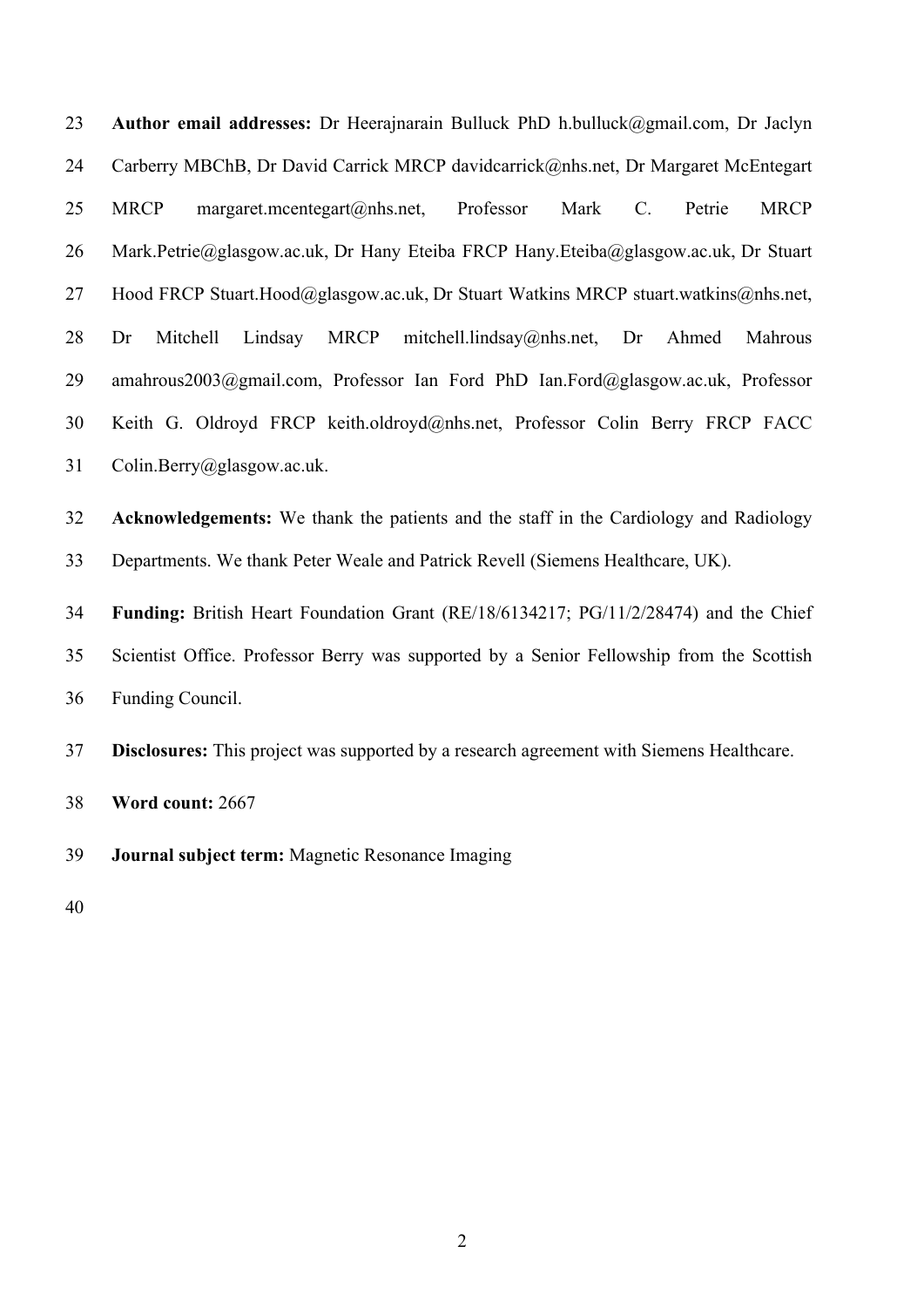**Author email addresses:** Dr Heerajnarain Bulluck PhD h.bulluck@gmail.com, Dr Jaclyn Carberry MBChB, Dr David Carrick MRCP davidcarrick@nhs.net, Dr Margaret McEntegart MRCP margaret.mcentegart@nhs.net, Professor Mark C. Petrie MRCP Mark.Petrie@glasgow.ac.uk, Dr Hany Eteiba FRCP Hany.Eteiba@glasgow.ac.uk, Dr Stuart Hood FRCP Stuart.Hood@glasgow.ac.uk, Dr Stuart Watkins MRCP stuart.watkins@nhs.net, Dr Mitchell Lindsay MRCP mitchell.lindsay@nhs.net, Dr Ahmed Mahrous amahrous2003@gmail.com, Professor Ian Ford PhD Ian.Ford@glasgow.ac.uk, Professor Keith G. Oldroyd FRCP keith.oldroyd@nhs.net, Professor Colin Berry FRCP FACC Colin.Berry@glasgow.ac.uk.

**Acknowledgements:** We thank the patients and the staff in the Cardiology and Radiology Departments. We thank Peter Weale and Patrick Revell (Siemens Healthcare, UK).

**Funding:** British Heart Foundation Grant (RE/18/6134217; PG/11/2/28474) and the Chief Scientist Office. Professor Berry was supported by a Senior Fellowship from the Scottish Funding Council.

**Disclosures:** This project was supported by a research agreement with Siemens Healthcare.

**Word count:** 2667

**Journal subject term:** Magnetic Resonance Imaging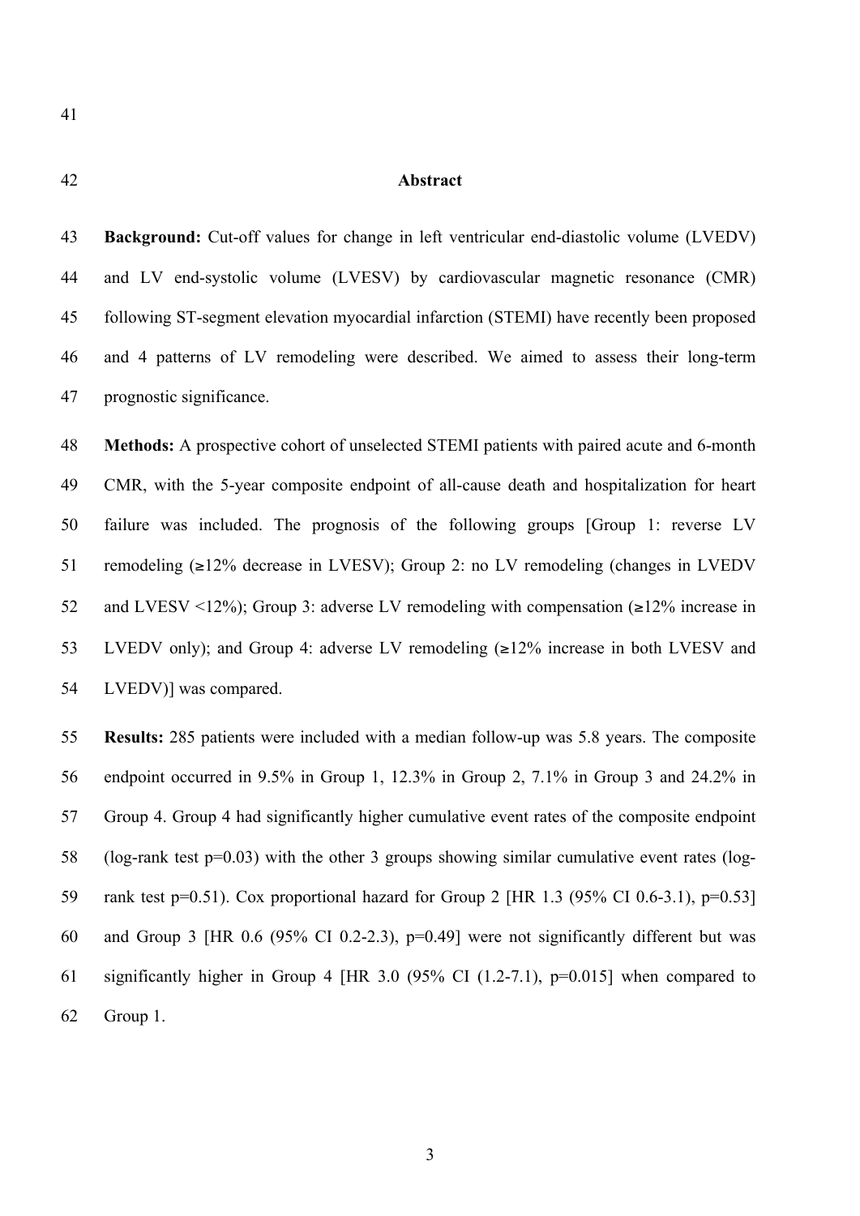## Abstract

**Background:** Cut-off values for change in left ventricular end-diastolic volume (LVEDV) and LV end-systolic volume (LVESV) by cardiovascular magnetic resonance (CMR) following ST-segment elevation myocardial infarction (STEMI) have recently been proposed and 4 patterns of LV remodeling were described. We aimed to assess their long-term prognostic significance.

**Methods:** A prospective cohort of unselected STEMI patients with paired acute and 6-month CMR, with the 5-year composite endpoint of all-cause death and hospitalization for heart failure was included. The prognosis of the following groups [Group 1: reverse LV remodeling (≥12% decrease in LVESV); Group 2: no LV remodeling (changes in LVEDV and LVESV <12%); Group 3: adverse LV remodeling with compensation (≥12% increase in LVEDV only); and Group 4: adverse LV remodeling (≥12% increase in both LVESV and LVEDV)] was compared.

**Results:** 285 patients were included with a median follow-up was 5.8 years. The composite endpoint occurred in 9.5% in Group 1, 12.3% in Group 2, 7.1% in Group 3 and 24.2% in Group 4. Group 4 had significantly higher cumulative event rates of the composite endpoint (log-rank test $p=0.03$) with the other 3 groups showing similar cumulative event rates (log-rank test $p=0.51$). Cox proportional hazard for Group 2 [HR 1.3 (95% CI 0.6-3.1), $p=0.53$] and Group 3 [HR 0.6 (95% CI 0.2-2.3), $p=0.49$] were not significantly different but was significantly higher in Group 4 [HR 3.0 (95% CI (1.2-7.1), $p=0.015$] when compared to Group 1.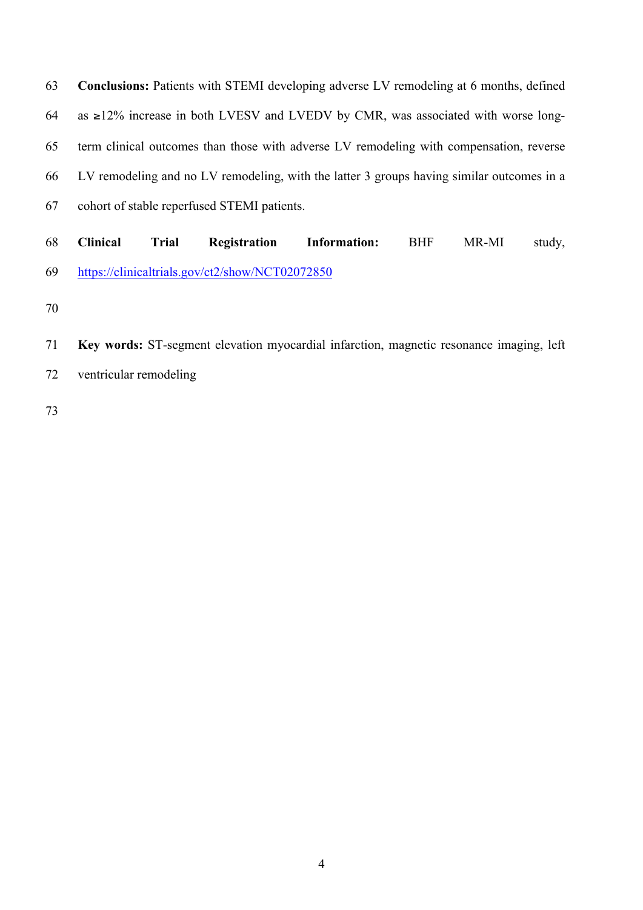**Conclusions:** Patients with STEMI developing adverse LV remodeling at 6 months, defined as ≥12% increase in both LVESV and LVEDV by CMR, was associated with worse long-term clinical outcomes than those with adverse LV remodeling with compensation, reverse LV remodeling and no LV remodeling, with the latter 3 groups having similar outcomes in a cohort of stable reperfused STEMI patients.

**Clinical Trial Registration Information:** BHF MR-MI study, https://clinicaltrials.gov/ct2/show/NCT02072850

**Key words:** ST-segment elevation myocardial infarction, magnetic resonance imaging, left ventricular remodeling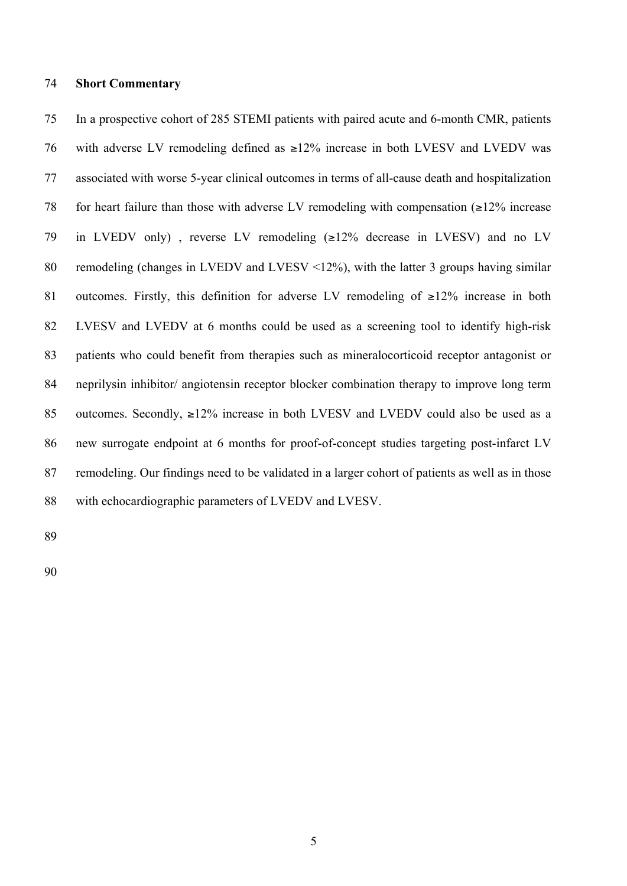## Short Commentary

In a prospective cohort of 285 STEMI patients with paired acute and 6-month CMR, patients with adverse LV remodeling defined as ≥12% increase in both LVESV and LVEDV was associated with worse 5-year clinical outcomes in terms of all-cause death and hospitalization for heart failure than those with adverse LV remodeling with compensation (≥12% increase in LVEDV only) , reverse LV remodeling (≥12% decrease in LVESV) and no LV remodeling (changes in LVEDV and LVESV <12%), with the latter 3 groups having similar outcomes. Firstly, this definition for adverse LV remodeling of ≥12% increase in both LVESV and LVEDV at 6 months could be used as a screening tool to identify high-risk patients who could benefit from therapies such as mineralocorticoid receptor antagonist or neprilysin inhibitor/ angiotensin receptor blocker combination therapy to improve long term outcomes. Secondly, ≥12% increase in both LVESV and LVEDV could also be used as a new surrogate endpoint at 6 months for proof-of-concept studies targeting post-infarct LV remodeling. Our findings need to be validated in a larger cohort of patients as well as in those with echocardiographic parameters of LVEDV and LVESV.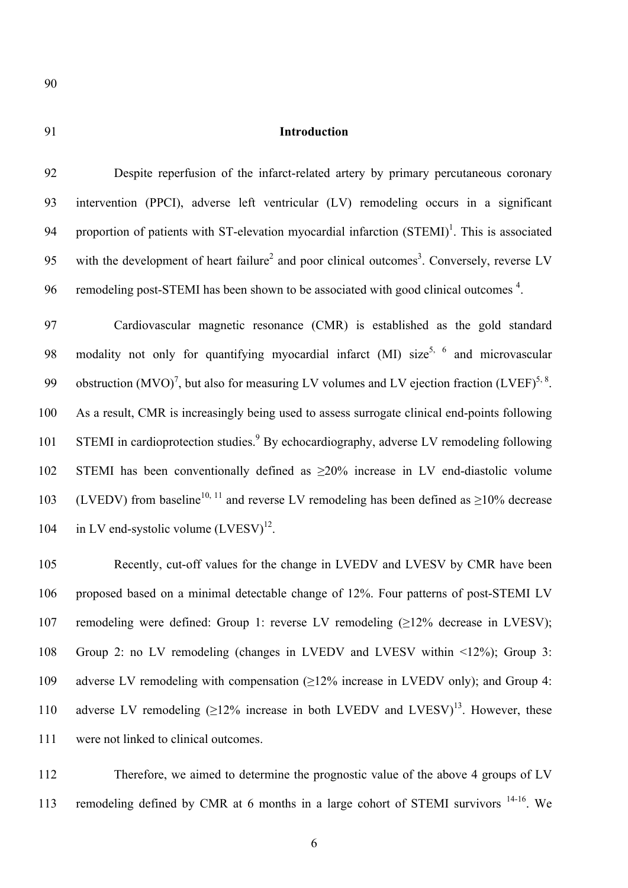## Introduction

Despite reperfusion of the infarct-related artery by primary percutaneous coronary intervention (PPCI), adverse left ventricular (LV) remodeling occurs in a significant proportion of patients with ST-elevation myocardial infarction (STEMI)[1]. This is associated with the development of heart failure[2] and poor clinical outcomes[3]. Conversely, reverse LV remodeling post-STEMI has been shown to be associated with good clinical outcomes [4].

Cardiovascular magnetic resonance (CMR) is established as the gold standard modality not only for quantifying myocardial infarct (MI) size[5, 6] and microvascular obstruction (MVO)[7], but also for measuring LV volumes and LV ejection fraction (LVEF)[5, 8]. As a result, CMR is increasingly being used to assess surrogate clinical end-points following STEMI in cardioprotection studies.[9] By echocardiography, adverse LV remodeling following STEMI has been conventionally defined as ≥20% increase in LV end-diastolic volume (LVEDV) from baseline[10, 11] and reverse LV remodeling has been defined as ≥10% decrease in LV end-systolic volume (LVESV)[12].

Recently, cut-off values for the change in LVEDV and LVESV by CMR have been proposed based on a minimal detectable change of 12%. Four patterns of post-STEMI LV remodeling were defined: Group 1: reverse LV remodeling (≥12% decrease in LVESV); Group 2: no LV remodeling (changes in LVEDV and LVESV within <12%); Group 3: adverse LV remodeling with compensation (≥12% increase in LVEDV only); and Group 4: adverse LV remodeling (≥12% increase in both LVEDV and LVESV)[13]. However, these were not linked to clinical outcomes.

Therefore, we aimed to determine the prognostic value of the above 4 groups of LV remodeling defined by CMR at 6 months in a large cohort of STEMI survivors [14-16]. We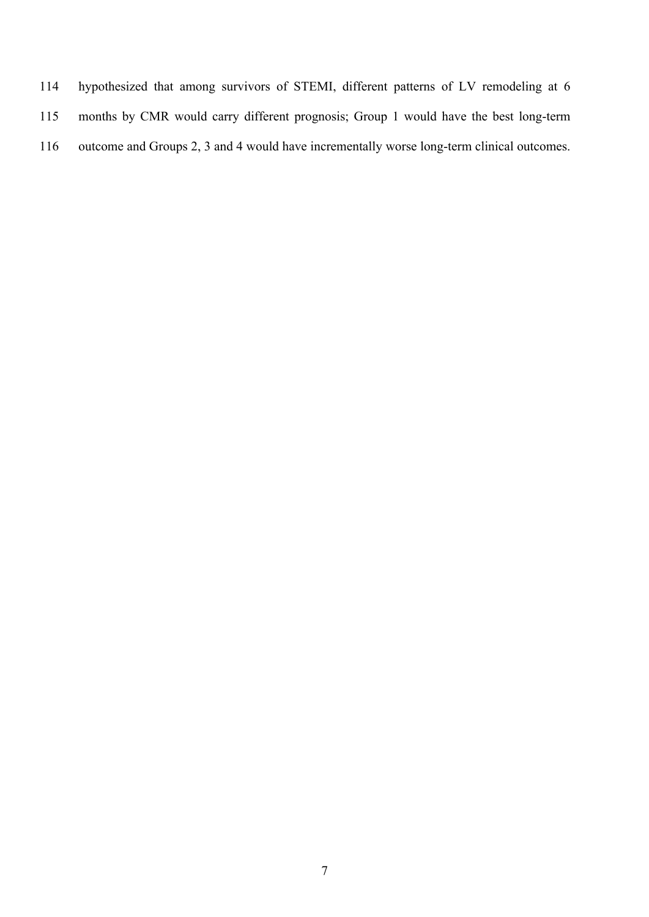hypothesized that among survivors of STEMI, different patterns of LV remodeling at 6 months by CMR would carry different prognosis; Group 1 would have the best long-term outcome and Groups 2, 3 and 4 would have incrementally worse long-term clinical outcomes.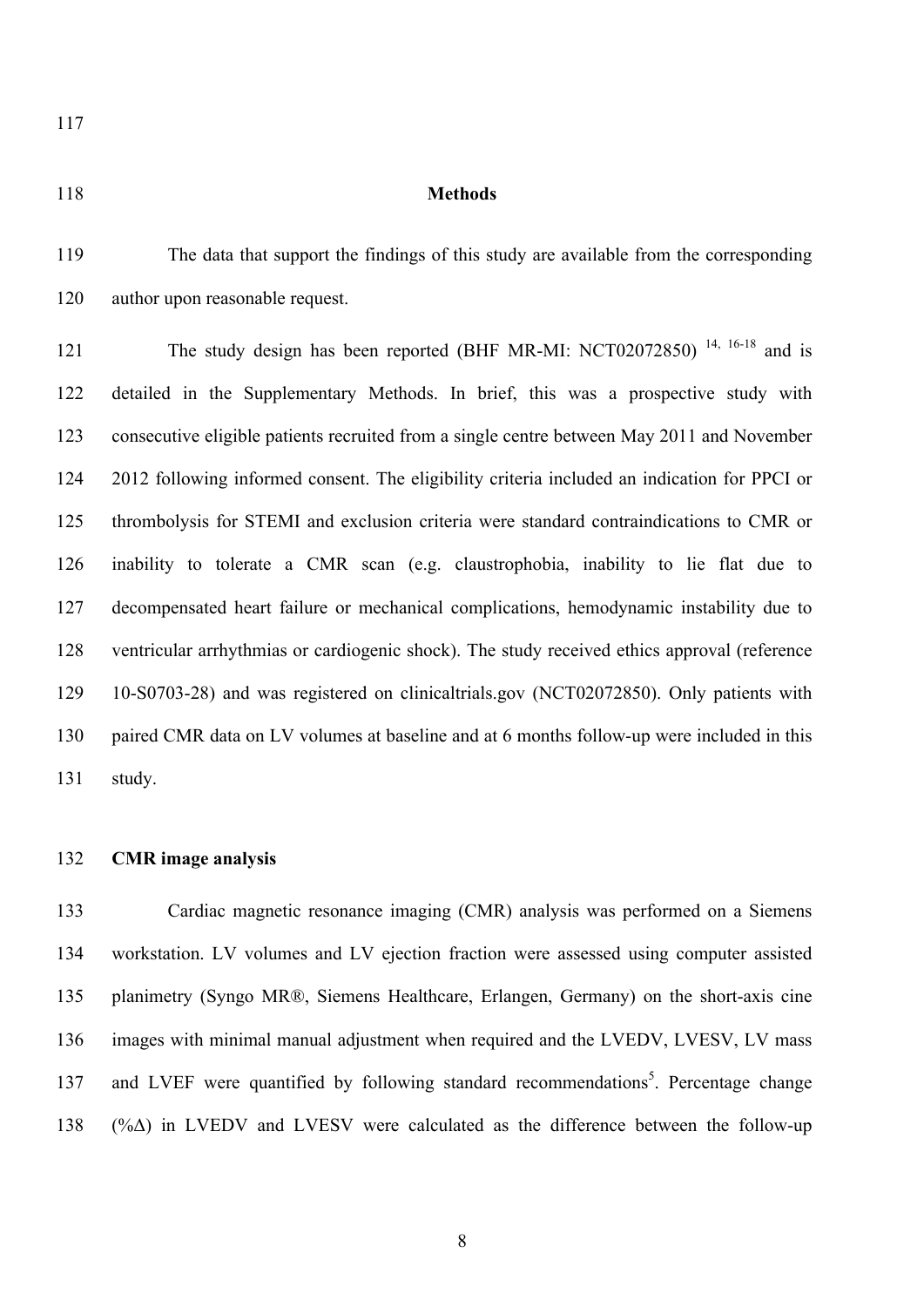## Methods

The data that support the findings of this study are available from the corresponding author upon reasonable request.

The study design has been reported (BHF MR-MI: NCT02072850) [14, 16-18] and is detailed in the Supplementary Methods. In brief, this was a prospective study with consecutive eligible patients recruited from a single centre between May 2011 and November 2012 following informed consent. The eligibility criteria included an indication for PPCI or thrombolysis for STEMI and exclusion criteria were standard contraindications to CMR or inability to tolerate a CMR scan (e.g. claustrophobia, inability to lie flat due to decompensated heart failure or mechanical complications, hemodynamic instability due to ventricular arrhythmias or cardiogenic shock). The study received ethics approval (reference 10-S0703-28) and was registered on clinicaltrials.gov (NCT02072850). Only patients with paired CMR data on LV volumes at baseline and at 6 months follow-up were included in this study.

### CMR image analysis

Cardiac magnetic resonance imaging (CMR) analysis was performed on a Siemens workstation. LV volumes and LV ejection fraction were assessed using computer assisted planimetry (Syngo MR®, Siemens Healthcare, Erlangen, Germany) on the short-axis cine images with minimal manual adjustment when required and the LVEDV, LVESV, LV mass and LVEF were quantified by following standard recommendations[5]. Percentage change (%Δ) in LVEDV and LVESV were calculated as the difference between the follow-up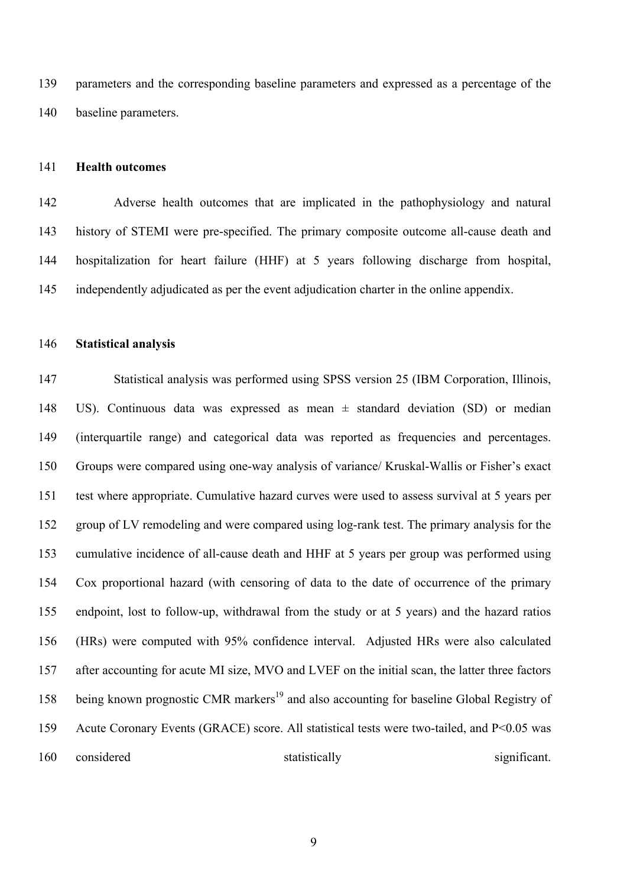parameters and the corresponding baseline parameters and expressed as a percentage of the baseline parameters.

**Health outcomes**

Adverse health outcomes that are implicated in the pathophysiology and natural history of STEMI were pre-specified. The primary composite outcome all-cause death and hospitalization for heart failure (HHF) at 5 years following discharge from hospital, independently adjudicated as per the event adjudication charter in the online appendix.

**Statistical analysis**

Statistical analysis was performed using SPSS version 25 (IBM Corporation, Illinois, US). Continuous data was expressed as mean ± standard deviation (SD) or median (interquartile range) and categorical data was reported as frequencies and percentages. Groups were compared using one-way analysis of variance/ Kruskal-Wallis or Fisher's exact test where appropriate. Cumulative hazard curves were used to assess survival at 5 years per group of LV remodeling and were compared using log-rank test. The primary analysis for the cumulative incidence of all-cause death and HHF at 5 years per group was performed using Cox proportional hazard (with censoring of data to the date of occurrence of the primary endpoint, lost to follow-up, withdrawal from the study or at 5 years) and the hazard ratios (HRs) were computed with 95% confidence interval. Adjusted HRs were also calculated after accounting for acute MI size, MVO and LVEF on the initial scan, the latter three factors being known prognostic CMR markers[19] and also accounting for baseline Global Registry of Acute Coronary Events (GRACE) score. All statistical tests were two-tailed, and P<0.05 was considered statistically significant.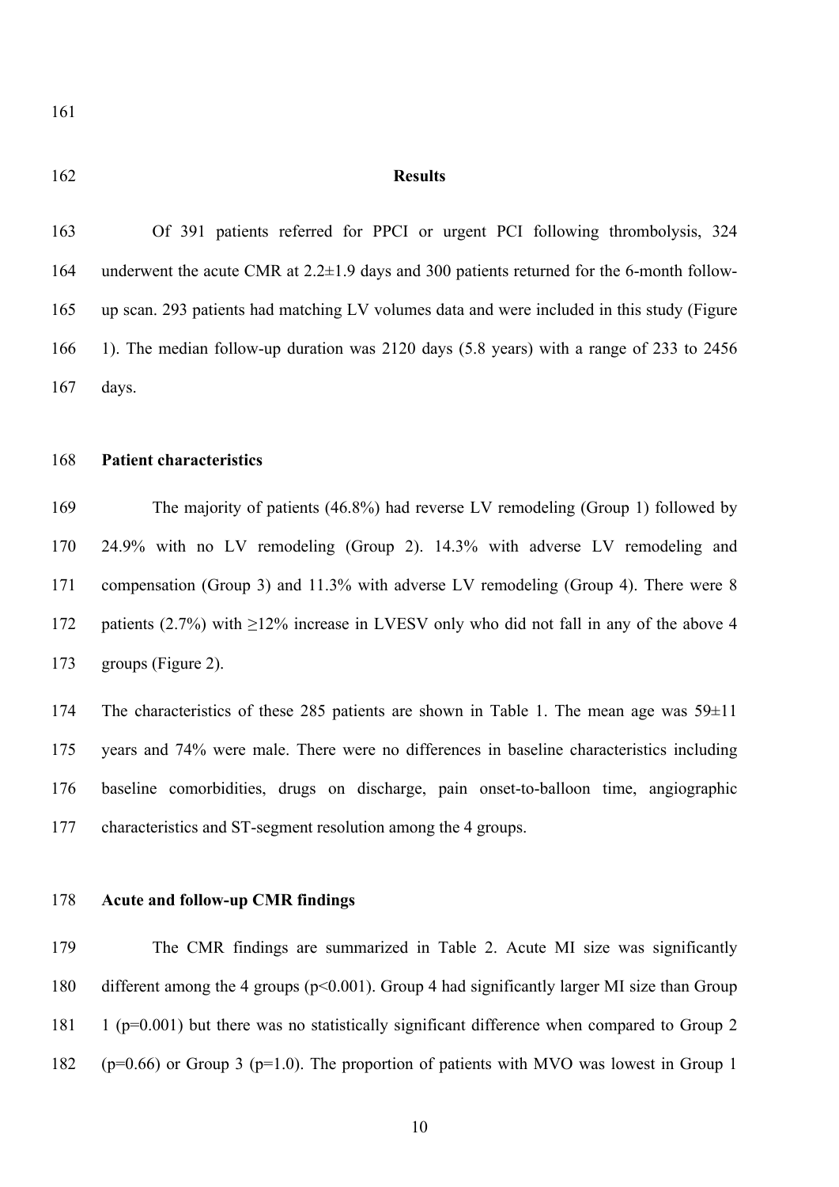## Results

Of 391 patients referred for PPCI or urgent PCI following thrombolysis, 324 underwent the acute CMR at 2.2±1.9 days and 300 patients returned for the 6-month follow-up scan. 293 patients had matching LV volumes data and were included in this study (Figure 1). The median follow-up duration was 2120 days (5.8 years) with a range of 233 to 2456 days.

### Patient characteristics

The majority of patients (46.8%) had reverse LV remodeling (Group 1) followed by 24.9% with no LV remodeling (Group 2). 14.3% with adverse LV remodeling and compensation (Group 3) and 11.3% with adverse LV remodeling (Group 4). There were 8 patients (2.7%) with ≥12% increase in LVESV only who did not fall in any of the above 4 groups (Figure 2).

The characteristics of these 285 patients are shown in Table 1. The mean age was 59±11 years and 74% were male. There were no differences in baseline characteristics including baseline comorbidities, drugs on discharge, pain onset-to-balloon time, angiographic characteristics and ST-segment resolution among the 4 groups.

### Acute and follow-up CMR findings

The CMR findings are summarized in Table 2. Acute MI size was significantly different among the 4 groups ($p<0.001$). Group 4 had significantly larger MI size than Group 1 ($p=0.001$) but there was no statistically significant difference when compared to Group 2 ($p=0.66$) or Group 3 ($p=1.0$). The proportion of patients with MVO was lowest in Group 1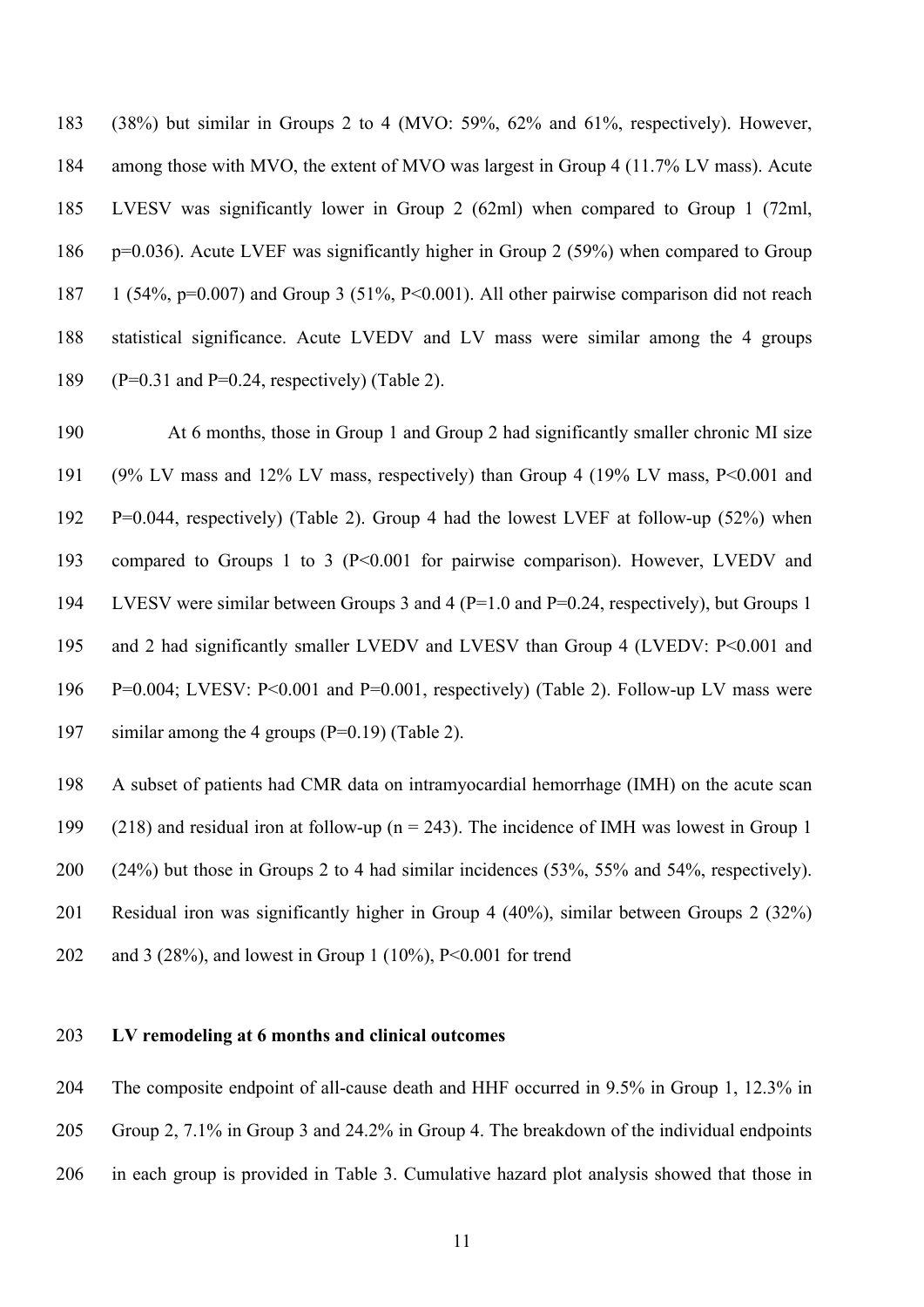(38%) but similar in Groups 2 to 4 (MVO: 59%, 62% and 61%, respectively). However, among those with MVO, the extent of MVO was largest in Group 4 (11.7% LV mass). Acute LVESV was significantly lower in Group 2 (62ml) when compared to Group 1 (72ml, p=0.036). Acute LVEF was significantly higher in Group 2 (59%) when compared to Group 1 (54%, p=0.007) and Group 3 (51%, P<0.001). All other pairwise comparison did not reach statistical significance. Acute LVEDV and LV mass were similar among the 4 groups (P=0.31 and P=0.24, respectively) (Table 2).

At 6 months, those in Group 1 and Group 2 had significantly smaller chronic MI size (9% LV mass and 12% LV mass, respectively) than Group 4 (19% LV mass, P<0.001 and P=0.044, respectively) (Table 2). Group 4 had the lowest LVEF at follow-up (52%) when compared to Groups 1 to 3 (P<0.001 for pairwise comparison). However, LVEDV and LVESV were similar between Groups 3 and 4 (P=1.0 and P=0.24, respectively), but Groups 1 and 2 had significantly smaller LVEDV and LVESV than Group 4 (LVEDV: P<0.001 and P=0.004; LVESV: P<0.001 and P=0.001, respectively) (Table 2). Follow-up LV mass were similar among the 4 groups (P=0.19) (Table 2).

A subset of patients had CMR data on intramyocardial hemorrhage (IMH) on the acute scan (218) and residual iron at follow-up (n = 243). The incidence of IMH was lowest in Group 1 (24%) but those in Groups 2 to 4 had similar incidences (53%, 55% and 54%, respectively). Residual iron was significantly higher in Group 4 (40%), similar between Groups 2 (32%) and 3 (28%), and lowest in Group 1 (10%), P<0.001 for trend

**LV remodeling at 6 months and clinical outcomes**

The composite endpoint of all-cause death and HHF occurred in 9.5% in Group 1, 12.3% in Group 2, 7.1% in Group 3 and 24.2% in Group 4. The breakdown of the individual endpoints in each group is provided in Table 3. Cumulative hazard plot analysis showed that those in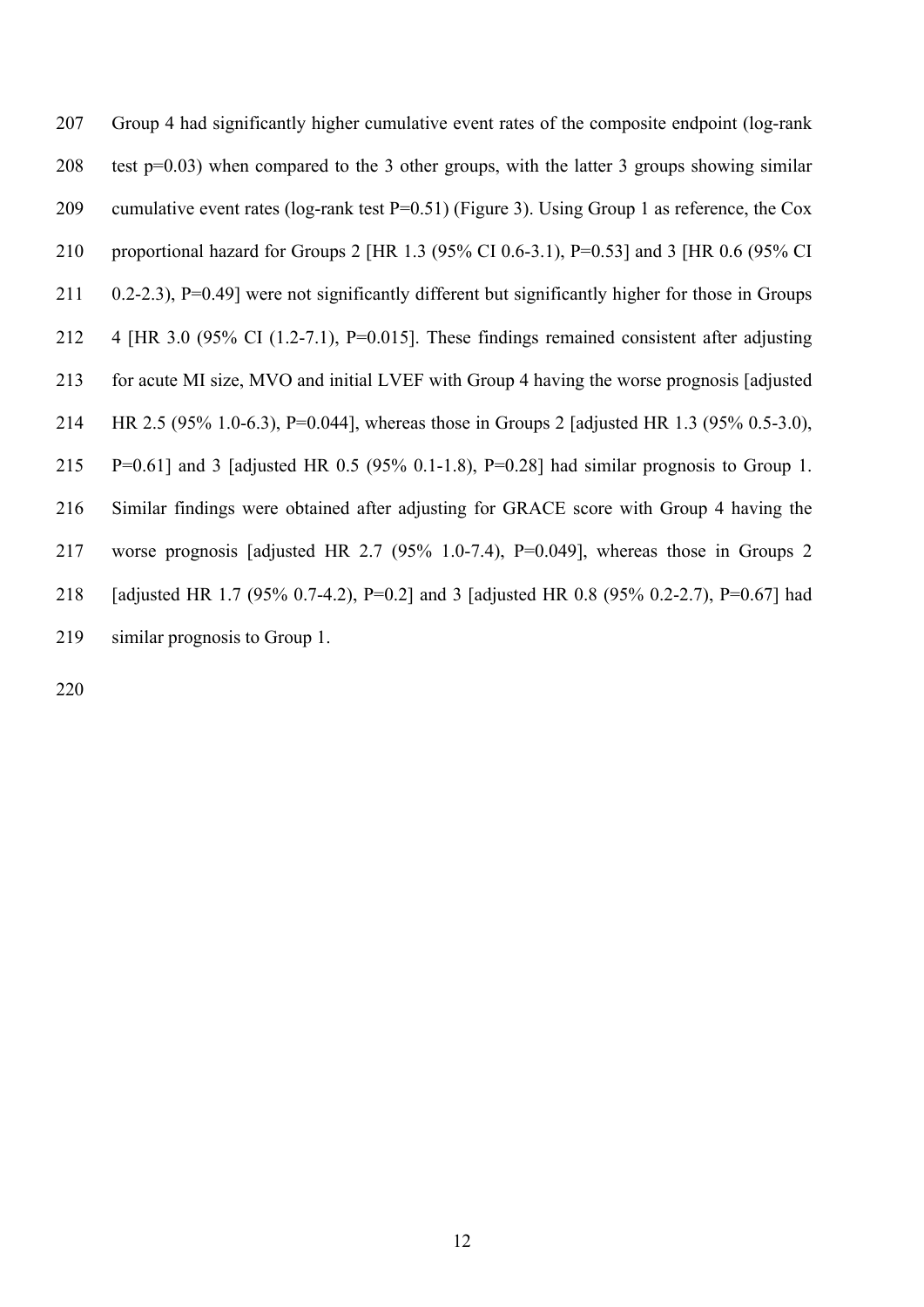Group 4 had significantly higher cumulative event rates of the composite endpoint (log-rank test p=0.03) when compared to the 3 other groups, with the latter 3 groups showing similar cumulative event rates (log-rank test P=0.51) (Figure 3). Using Group 1 as reference, the Cox proportional hazard for Groups 2 [HR 1.3 (95% CI 0.6-3.1), P=0.53] and 3 [HR 0.6 (95% CI 0.2-2.3), P=0.49] were not significantly different but significantly higher for those in Groups 4 [HR 3.0 (95% CI (1.2-7.1), P=0.015]. These findings remained consistent after adjusting for acute MI size, MVO and initial LVEF with Group 4 having the worse prognosis [adjusted HR 2.5 (95% 1.0-6.3), P=0.044], whereas those in Groups 2 [adjusted HR 1.3 (95% 0.5-3.0), P=0.61] and 3 [adjusted HR 0.5 (95% 0.1-1.8), P=0.28] had similar prognosis to Group 1. Similar findings were obtained after adjusting for GRACE score with Group 4 having the worse prognosis [adjusted HR 2.7 (95% 1.0-7.4), P=0.049], whereas those in Groups 2 [adjusted HR 1.7 (95% 0.7-4.2), P=0.2] and 3 [adjusted HR 0.8 (95% 0.2-2.7), P=0.67] had similar prognosis to Group 1.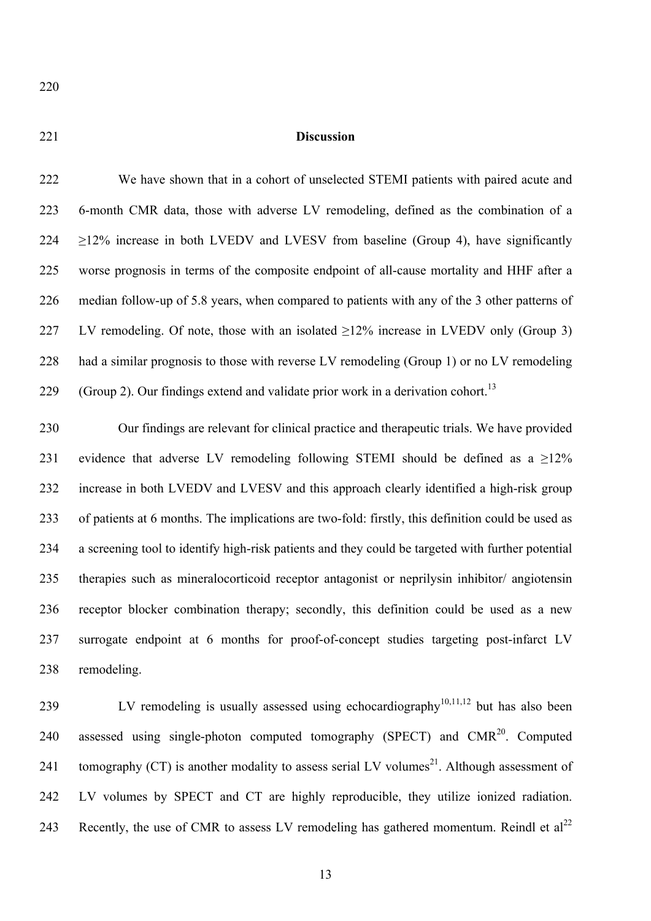## Discussion

We have shown that in a cohort of unselected STEMI patients with paired acute and 6-month CMR data, those with adverse LV remodeling, defined as the combination of a ≥12% increase in both LVEDV and LVESV from baseline (Group 4), have significantly worse prognosis in terms of the composite endpoint of all-cause mortality and HHF after a median follow-up of 5.8 years, when compared to patients with any of the 3 other patterns of LV remodeling. Of note, those with an isolated ≥12% increase in LVEDV only (Group 3) had a similar prognosis to those with reverse LV remodeling (Group 1) or no LV remodeling (Group 2). Our findings extend and validate prior work in a derivation cohort.[13]

Our findings are relevant for clinical practice and therapeutic trials. We have provided evidence that adverse LV remodeling following STEMI should be defined as a ≥12% increase in both LVEDV and LVESV and this approach clearly identified a high-risk group of patients at 6 months. The implications are two-fold: firstly, this definition could be used as a screening tool to identify high-risk patients and they could be targeted with further potential therapies such as mineralocorticoid receptor antagonist or neprilysin inhibitor/ angiotensin receptor blocker combination therapy; secondly, this definition could be used as a new surrogate endpoint at 6 months for proof-of-concept studies targeting post-infarct LV remodeling.

LV remodeling is usually assessed using echocardiography[10,11,12] but has also been assessed using single-photon computed tomography (SPECT) and CMR[20]. Computed tomography (CT) is another modality to assess serial LV volumes[21]. Although assessment of LV volumes by SPECT and CT are highly reproducible, they utilize ionized radiation. Recently, the use of CMR to assess LV remodeling has gathered momentum. Reindl et al[22]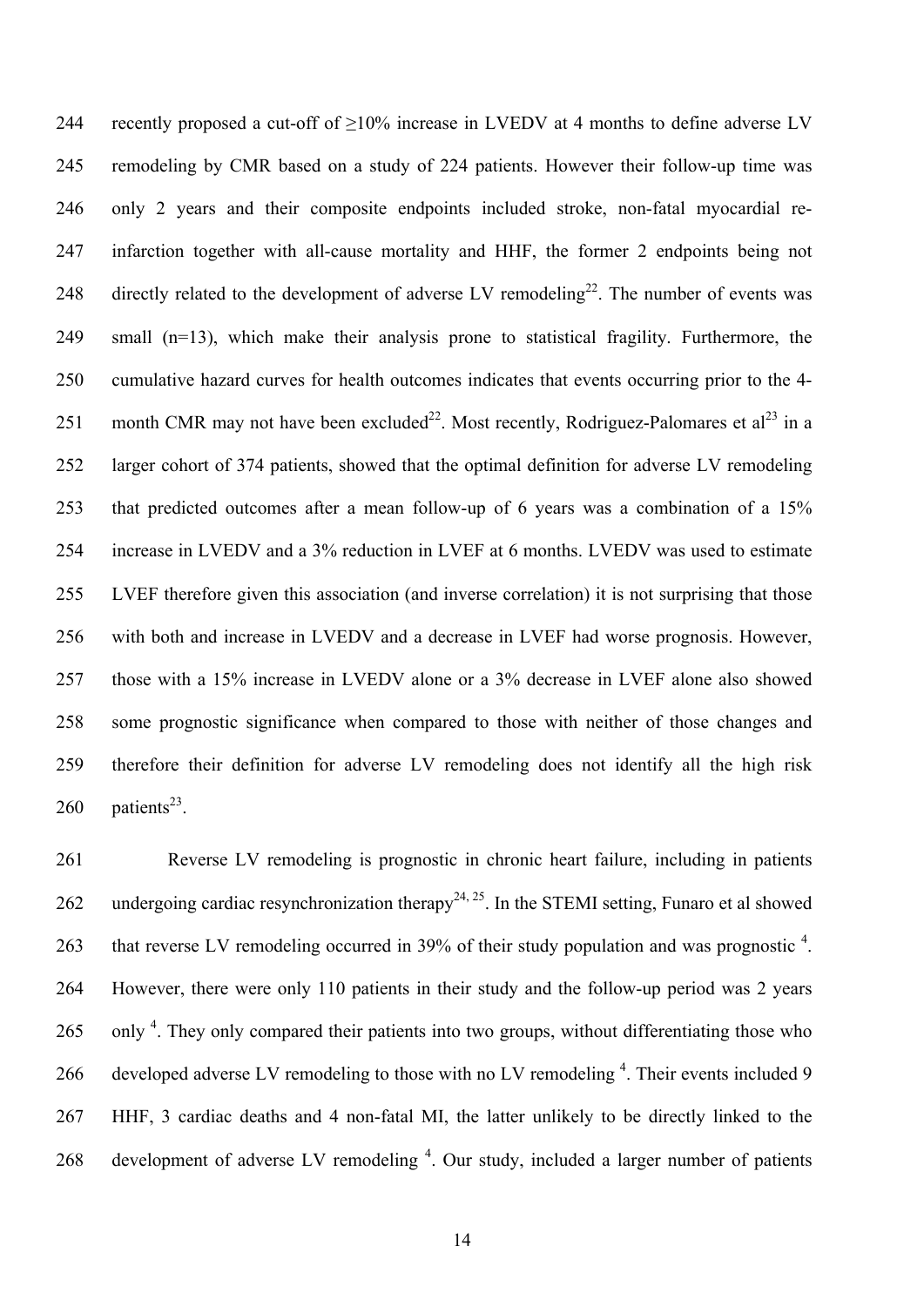recently proposed a cut-off of ≥10% increase in LVEDV at 4 months to define adverse LV remodeling by CMR based on a study of 224 patients. However their follow-up time was only 2 years and their composite endpoints included stroke, non-fatal myocardial re-infarction together with all-cause mortality and HHF, the former 2 endpoints being not directly related to the development of adverse LV remodeling[22]. The number of events was small (n=13), which make their analysis prone to statistical fragility. Furthermore, the cumulative hazard curves for health outcomes indicates that events occurring prior to the 4-month CMR may not have been excluded[22]. Most recently, Rodriguez-Palomares et al[23] in a larger cohort of 374 patients, showed that the optimal definition for adverse LV remodeling that predicted outcomes after a mean follow-up of 6 years was a combination of a 15% increase in LVEDV and a 3% reduction in LVEF at 6 months. LVEDV was used to estimate LVEF therefore given this association (and inverse correlation) it is not surprising that those with both and increase in LVEDV and a decrease in LVEF had worse prognosis. However, those with a 15% increase in LVEDV alone or a 3% decrease in LVEF alone also showed some prognostic significance when compared to those with neither of those changes and therefore their definition for adverse LV remodeling does not identify all the high risk patients[23].

Reverse LV remodeling is prognostic in chronic heart failure, including in patients undergoing cardiac resynchronization therapy[24, 25]. In the STEMI setting, Funaro et al showed that reverse LV remodeling occurred in 39% of their study population and was prognostic [4]. However, there were only 110 patients in their study and the follow-up period was 2 years only [4]. They only compared their patients into two groups, without differentiating those who developed adverse LV remodeling to those with no LV remodeling [4]. Their events included 9 HHF, 3 cardiac deaths and 4 non-fatal MI, the latter unlikely to be directly linked to the development of adverse LV remodeling [4]. Our study, included a larger number of patients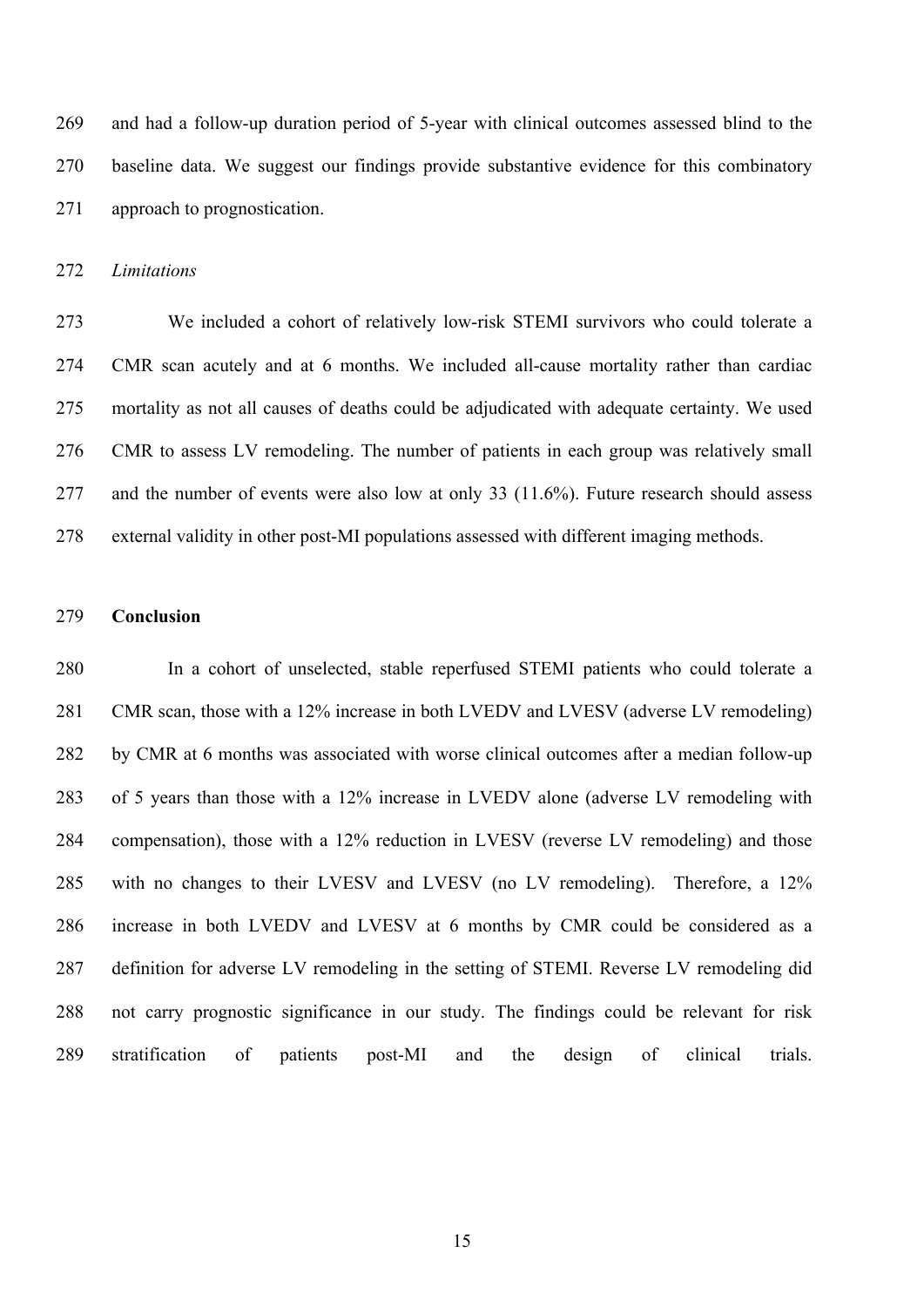and had a follow-up duration period of 5-year with clinical outcomes assessed blind to the baseline data. We suggest our findings provide substantive evidence for this combinatory approach to prognostication.

*Limitations*

We included a cohort of relatively low-risk STEMI survivors who could tolerate a CMR scan acutely and at 6 months. We included all-cause mortality rather than cardiac mortality as not all causes of deaths could be adjudicated with adequate certainty. We used CMR to assess LV remodeling. The number of patients in each group was relatively small and the number of events were also low at only 33 (11.6%). Future research should assess external validity in other post-MI populations assessed with different imaging methods.

## Conclusion

In a cohort of unselected, stable reperfused STEMI patients who could tolerate a CMR scan, those with a 12% increase in both LVEDV and LVESV (adverse LV remodeling) by CMR at 6 months was associated with worse clinical outcomes after a median follow-up of 5 years than those with a 12% increase in LVEDV alone (adverse LV remodeling with compensation), those with a 12% reduction in LVESV (reverse LV remodeling) and those with no changes to their LVESV and LVESV (no LV remodeling). Therefore, a 12% increase in both LVEDV and LVESV at 6 months by CMR could be considered as a definition for adverse LV remodeling in the setting of STEMI. Reverse LV remodeling did not carry prognostic significance in our study. The findings could be relevant for risk stratification of patients post-MI and the design of clinical trials.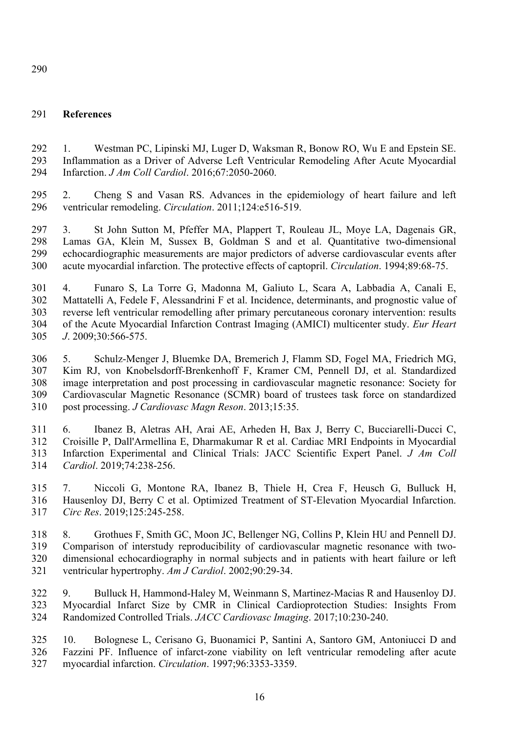## References

1. Westman PC, Lipinski MJ, Luger D, Waksman R, Bonow RO, Wu E and Epstein SE. Inflammation as a Driver of Adverse Left Ventricular Remodeling After Acute Myocardial Infarction. *J Am Coll Cardiol*. 2016;67:2050-2060.

2. Cheng S and Vasan RS. Advances in the epidemiology of heart failure and left ventricular remodeling. *Circulation*. 2011;124:e516-519.

3. St John Sutton M, Pfeffer MA, Plappert T, Rouleau JL, Moye LA, Dagenais GR, Lamas GA, Klein M, Sussex B, Goldman S and et al. Quantitative two-dimensional echocardiographic measurements are major predictors of adverse cardiovascular events after acute myocardial infarction. The protective effects of captopril. *Circulation*. 1994;89:68-75.

4. Funaro S, La Torre G, Madonna M, Galiuto L, Scara A, Labbadia A, Canali E, Mattatelli A, Fedele F, Alessandrini F et al. Incidence, determinants, and prognostic value of reverse left ventricular remodelling after primary percutaneous coronary intervention: results of the Acute Myocardial Infarction Contrast Imaging (AMICI) multicenter study. *Eur Heart J*. 2009;30:566-575.

5. Schulz-Menger J, Bluemke DA, Bremerich J, Flamm SD, Fogel MA, Friedrich MG, Kim RJ, von Knobelsdorff-Brenkenhoff F, Kramer CM, Pennell DJ, et al. Standardized image interpretation and post processing in cardiovascular magnetic resonance: Society for Cardiovascular Magnetic Resonance (SCMR) board of trustees task force on standardized post processing. *J Cardiovasc Magn Reson*. 2013;15:35.

6. Ibanez B, Aletras AH, Arai AE, Arheden H, Bax J, Berry C, Bucciarelli-Ducci C, Croisille P, Dall'Armellina E, Dharmakumar R et al. Cardiac MRI Endpoints in Myocardial Infarction Experimental and Clinical Trials: JACC Scientific Expert Panel. *J Am Coll Cardiol*. 2019;74:238-256.

7. Niccoli G, Montone RA, Ibanez B, Thiele H, Crea F, Heusch G, Bulluck H, Hausenloy DJ, Berry C et al. Optimized Treatment of ST-Elevation Myocardial Infarction. *Circ Res*. 2019;125:245-258.

8. Grothues F, Smith GC, Moon JC, Bellenger NG, Collins P, Klein HU and Pennell DJ. Comparison of interstudy reproducibility of cardiovascular magnetic resonance with two-dimensional echocardiography in normal subjects and in patients with heart failure or left ventricular hypertrophy. *Am J Cardiol*. 2002;90:29-34.

9. Bulluck H, Hammond-Haley M, Weinmann S, Martinez-Macias R and Hausenloy DJ. Myocardial Infarct Size by CMR in Clinical Cardioprotection Studies: Insights From Randomized Controlled Trials. *JACC Cardiovasc Imaging*. 2017;10:230-240.

10. Bolognese L, Cerisano G, Buonamici P, Santini A, Santoro GM, Antoniucci D and Fazzini PF. Influence of infarct-zone viability on left ventricular remodeling after acute myocardial infarction. *Circulation*. 1997;96:3353-3359.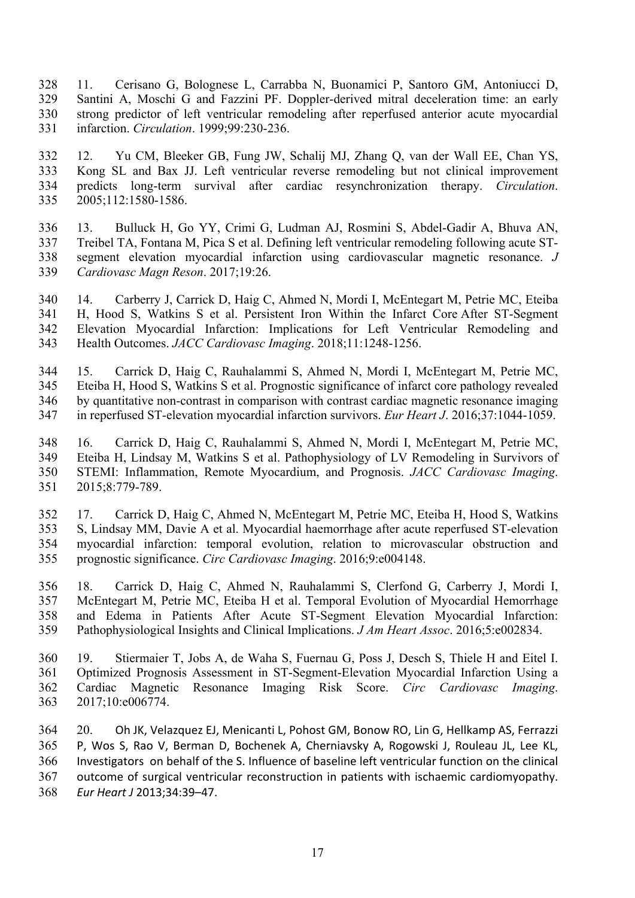11. Cerisano G, Bolognese L, Carrabba N, Buonamici P, Santoro GM, Antoniucci D, Santini A, Moschi G and Fazzini PF. Doppler-derived mitral deceleration time: an early strong predictor of left ventricular remodeling after reperfused anterior acute myocardial infarction. *Circulation*. 1999;99:230-236.

12. Yu CM, Bleeker GB, Fung JW, Schalij MJ, Zhang Q, van der Wall EE, Chan YS, Kong SL and Bax JJ. Left ventricular reverse remodeling but not clinical improvement predicts long-term survival after cardiac resynchronization therapy. *Circulation*. 2005;112:1580-1586.

13. Bulluck H, Go YY, Crimi G, Ludman AJ, Rosmini S, Abdel-Gadir A, Bhuva AN, Treibel TA, Fontana M, Pica S et al. Defining left ventricular remodeling following acute ST-segment elevation myocardial infarction using cardiovascular magnetic resonance. *J Cardiovasc Magn Reson*. 2017;19:26.

14. Carberry J, Carrick D, Haig C, Ahmed N, Mordi I, McEntegart M, Petrie MC, Eteiba H, Hood S, Watkins S et al. Persistent Iron Within the Infarct Core After ST-Segment Elevation Myocardial Infarction: Implications for Left Ventricular Remodeling and Health Outcomes. *JACC Cardiovasc Imaging*. 2018;11:1248-1256.

15. Carrick D, Haig C, Rauhalammi S, Ahmed N, Mordi I, McEntegart M, Petrie MC, Eteiba H, Hood S, Watkins S et al. Prognostic significance of infarct core pathology revealed by quantitative non-contrast in comparison with contrast cardiac magnetic resonance imaging in reperfused ST-elevation myocardial infarction survivors. *Eur Heart J*. 2016;37:1044-1059.

16. Carrick D, Haig C, Rauhalammi S, Ahmed N, Mordi I, McEntegart M, Petrie MC, Eteiba H, Lindsay M, Watkins S et al. Pathophysiology of LV Remodeling in Survivors of STEMI: Inflammation, Remote Myocardium, and Prognosis. *JACC Cardiovasc Imaging*. 2015;8:779-789.

17. Carrick D, Haig C, Ahmed N, McEntegart M, Petrie MC, Eteiba H, Hood S, Watkins S, Lindsay MM, Davie A et al. Myocardial haemorrhage after acute reperfused ST-elevation myocardial infarction: temporal evolution, relation to microvascular obstruction and prognostic significance. *Circ Cardiovasc Imaging*. 2016;9:e004148.

18. Carrick D, Haig C, Ahmed N, Rauhalammi S, Clerfond G, Carberry J, Mordi I, McEntegart M, Petrie MC, Eteiba H et al. Temporal Evolution of Myocardial Hemorrhage and Edema in Patients After Acute ST-Segment Elevation Myocardial Infarction: Pathophysiological Insights and Clinical Implications. *J Am Heart Assoc*. 2016;5:e002834.

19. Stiermaier T, Jobs A, de Waha S, Fuernau G, Poss J, Desch S, Thiele H and Eitel I. Optimized Prognosis Assessment in ST-Segment-Elevation Myocardial Infarction Using a Cardiac Magnetic Resonance Imaging Risk Score. *Circ Cardiovasc Imaging*. 2017;10:e006774.

20. Oh JK, Velazquez EJ, Menicanti L, Pohost GM, Bonow RO, Lin G, Hellkamp AS, Ferrazzi P, Wos S, Rao V, Berman D, Bochenek A, Cherniavsky A, Rogowski J, Rouleau JL, Lee KL, Investigators on behalf of the S. Influence of baseline left ventricular function on the clinical outcome of surgical ventricular reconstruction in patients with ischaemic cardiomyopathy. *Eur Heart J* 2013;34:39–47.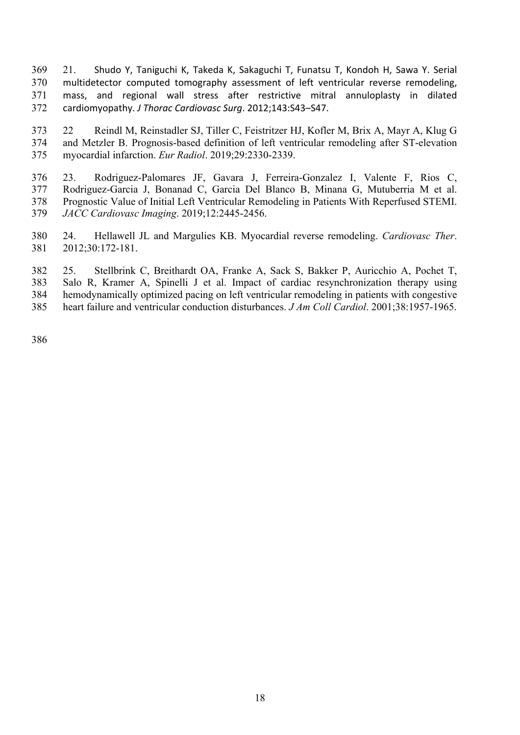21. Shudo Y, Taniguchi K, Takeda K, Sakaguchi T, Funatsu T, Kondoh H, Sawa Y. Serial multidetector computed tomography assessment of left ventricular reverse remodeling, mass, and regional wall stress after restrictive mitral annuloplasty in dilated cardiomyopathy. *J Thorac Cardiovasc Surg*. 2012;143:S43–S47.

22 Reindl M, Reinstadler SJ, Tiller C, Feistritzer HJ, Kofler M, Brix A, Mayr A, Klug G and Metzler B. Prognosis-based definition of left ventricular remodeling after ST-elevation myocardial infarction. *Eur Radiol*. 2019;29:2330-2339.

23. Rodriguez-Palomares JF, Gavara J, Ferreira-Gonzalez I, Valente F, Rios C, Rodriguez-Garcia J, Bonanad C, Garcia Del Blanco B, Minana G, Mutuberria M et al. Prognostic Value of Initial Left Ventricular Remodeling in Patients With Reperfused STEMI. *JACC Cardiovasc Imaging*. 2019;12:2445-2456.

24. Hellawell JL and Margulies KB. Myocardial reverse remodeling. *Cardiovasc Ther*. 2012;30:172-181.

25. Stellbrink C, Breithardt OA, Franke A, Sack S, Bakker P, Auricchio A, Pochet T, Salo R, Kramer A, Spinelli J et al. Impact of cardiac resynchronization therapy using hemodynamically optimized pacing on left ventricular remodeling in patients with congestive heart failure and ventricular conduction disturbances. *J Am Coll Cardiol*. 2001;38:1957-1965.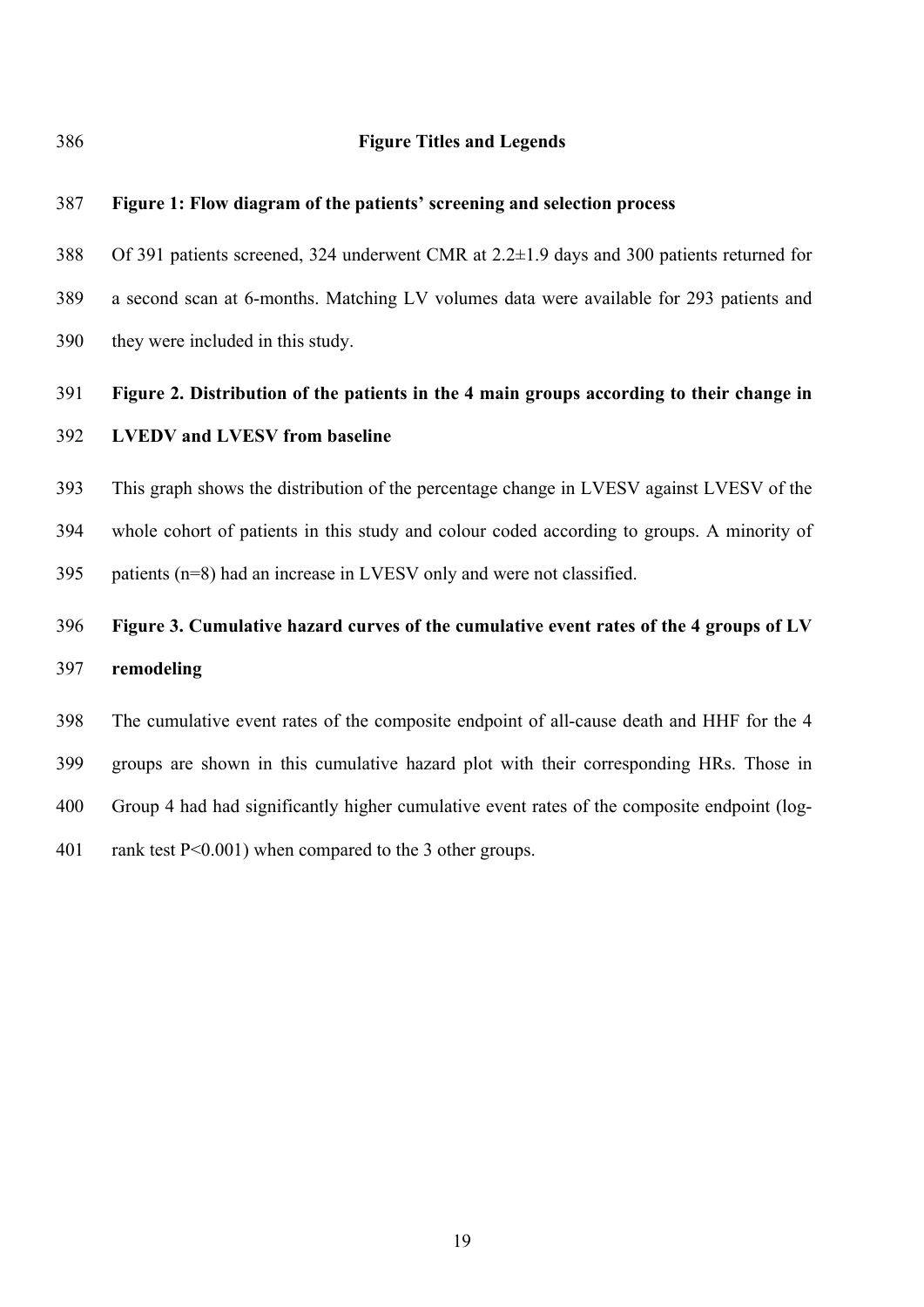## Figure Titles and Legends

**Figure 1: Flow diagram of the patients' screening and selection process**

Of 391 patients screened, 324 underwent CMR at 2.2±1.9 days and 300 patients returned for a second scan at 6-months. Matching LV volumes data were available for 293 patients and they were included in this study.

**Figure 2. Distribution of the patients in the 4 main groups according to their change in LVEDV and LVESV from baseline**

This graph shows the distribution of the percentage change in LVESV against LVESV of the whole cohort of patients in this study and colour coded according to groups. A minority of patients (n=8) had an increase in LVESV only and were not classified.

**Figure 3. Cumulative hazard curves of the cumulative event rates of the 4 groups of LV remodeling**

The cumulative event rates of the composite endpoint of all-cause death and HHF for the 4 groups are shown in this cumulative hazard plot with their corresponding HRs. Those in Group 4 had had significantly higher cumulative event rates of the composite endpoint (log-rank test P<0.001) when compared to the 3 other groups.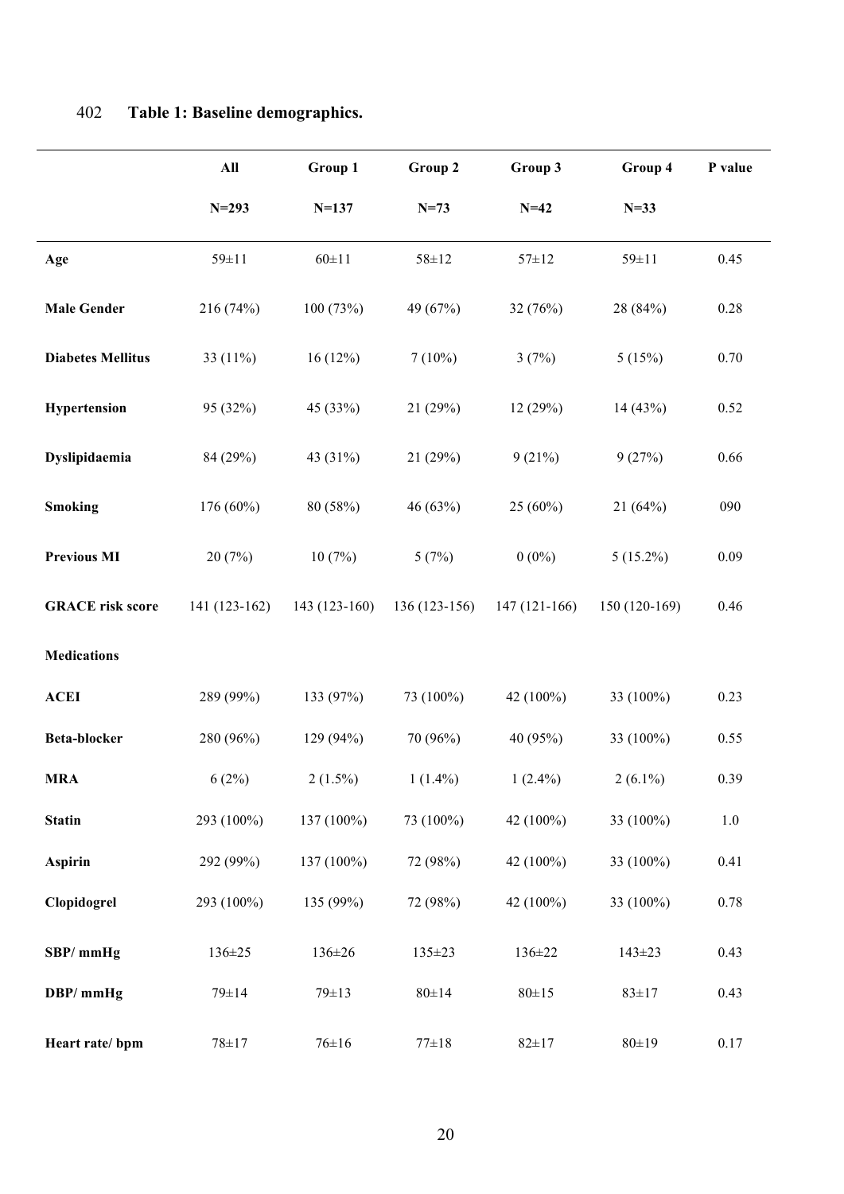402 **Table 1: Baseline demographics.**

| | All N=293 | Group 1 N=137 | Group 2 N=73 | Group 3 N=42 | Group 4 N=33 | P value |
|---|---|---|---|---|---|---|
| **Age** | 59±11 | 60±11 | 58±12 | 57±12 | 59±11 | 0.45 |
| **Male Gender** | 216 (74%) | 100 (73%) | 49 (67%) | 32 (76%) | 28 (84%) | 0.28 |
| **Diabetes Mellitus** | 33 (11%) | 16 (12%) | 7 (10%) | 3 (7%) | 5 (15%) | 0.70 |
| **Hypertension** | 95 (32%) | 45 (33%) | 21 (29%) | 12 (29%) | 14 (43%) | 0.52 |
| **Dyslipidaemia** | 84 (29%) | 43 (31%) | 21 (29%) | 9 (21%) | 9 (27%) | 0.66 |
| **Smoking** | 176 (60%) | 80 (58%) | 46 (63%) | 25 (60%) | 21 (64%) | 090 |
| **Previous MI** | 20 (7%) | 10 (7%) | 5 (7%) | 0 (0%) | 5 (15.2%) | 0.09 |
| **GRACE risk score** | 141 (123-162) | 143 (123-160) | 136 (123-156) | 147 (121-166) | 150 (120-169) | 0.46 |
| **Medications** | | | | | | |
| **ACEI** | 289 (99%) | 133 (97%) | 73 (100%) | 42 (100%) | 33 (100%) | 0.23 |
| **Beta-blocker** | 280 (96%) | 129 (94%) | 70 (96%) | 40 (95%) | 33 (100%) | 0.55 |
| **MRA** | 6 (2%) | 2 (1.5%) | 1 (1.4%) | 1 (2.4%) | 2 (6.1%) | 0.39 |
| **Statin** | 293 (100%) | 137 (100%) | 73 (100%) | 42 (100%) | 33 (100%) | 1.0 |
| **Aspirin** | 292 (99%) | 137 (100%) | 72 (98%) | 42 (100%) | 33 (100%) | 0.41 |
| **Clopidogrel** | 293 (100%) | 135 (99%) | 72 (98%) | 42 (100%) | 33 (100%) | 0.78 |
| **SBP/ mmHg** | 136±25 | 136±26 | 135±23 | 136±22 | 143±23 | 0.43 |
| **DBP/ mmHg** | 79±14 | 79±13 | 80±14 | 80±15 | 83±17 | 0.43 |
| **Heart rate/ bpm** | 78±17 | 76±16 | 77±18 | 82±17 | 80±19 | 0.17 |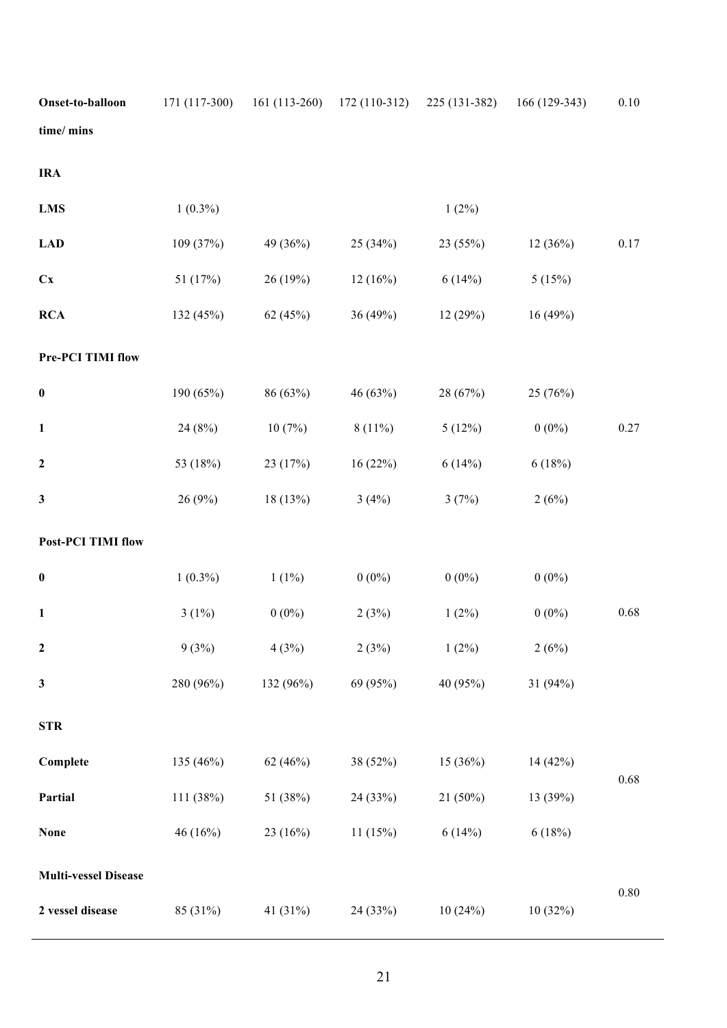| | | | | | | |
|---|---|---|---|---|---|---|
| **Onset-to-balloon time/ mins** | 171 (117-300) | 161 (113-260) | 172 (110-312) | 225 (131-382) | 166 (129-343) | 0.10 |
| **IRA** | | | | | | |
| **LMS** | 1 (0.3%) | | | 1 (2%) | | |
| **LAD** | 109 (37%) | 49 (36%) | 25 (34%) | 23 (55%) | 12 (36%) | 0.17 |
| **Cx** | 51 (17%) | 26 (19%) | 12 (16%) | 6 (14%) | 5 (15%) | |
| **RCA** | 132 (45%) | 62 (45%) | 36 (49%) | 12 (29%) | 16 (49%) | |
| **Pre-PCI TIMI flow** | | | | | | |
| **0** | 190 (65%) | 86 (63%) | 46 (63%) | 28 (67%) | 25 (76%) | |
| **1** | 24 (8%) | 10 (7%) | 8 (11%) | 5 (12%) | 0 (0%) | 0.27 |
| **2** | 53 (18%) | 23 (17%) | 16 (22%) | 6 (14%) | 6 (18%) | |
| **3** | 26 (9%) | 18 (13%) | 3 (4%) | 3 (7%) | 2 (6%) | |
| **Post-PCI TIMI flow** | | | | | | |
| **0** | 1 (0.3%) | 1 (1%) | 0 (0%) | 0 (0%) | 0 (0%) | |
| **1** | 3 (1%) | 0 (0%) | 2 (3%) | 1 (2%) | 0 (0%) | 0.68 |
| **2** | 9 (3%) | 4 (3%) | 2 (3%) | 1 (2%) | 2 (6%) | |
| **3** | 280 (96%) | 132 (96%) | 69 (95%) | 40 (95%) | 31 (94%) | |
| **STR** | | | | | | |
| **Complete** | 135 (46%) | 62 (46%) | 38 (52%) | 15 (36%) | 14 (42%) | 0.68 |
| **Partial** | 111 (38%) | 51 (38%) | 24 (33%) | 21 (50%) | 13 (39%) | |
| **None** | 46 (16%) | 23 (16%) | 11 (15%) | 6 (14%) | 6 (18%) | |
| **Multi-vessel Disease** | | | | | | 0.80 |
| **2 vessel disease** | 85 (31%) | 41 (31%) | 24 (33%) | 10 (24%) | 10 (32%) | |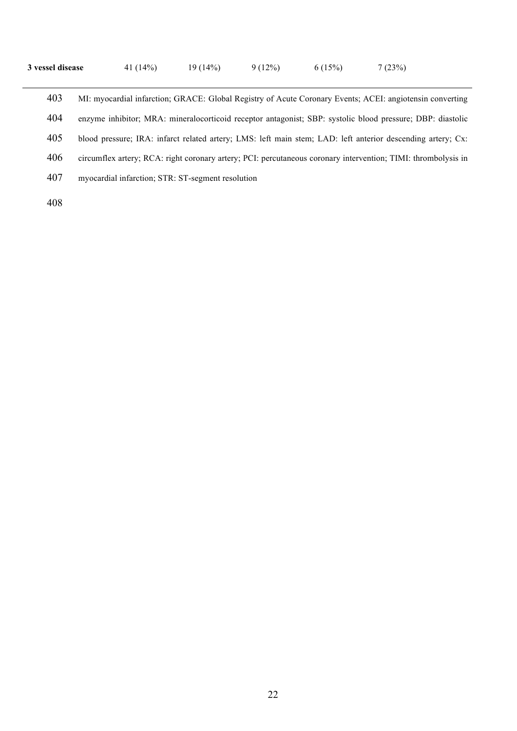| **3 vessel disease** | 41 (14%) | 19 (14%) | 9 (12%) | 6 (15%) | 7 (23%) |
|---|---|---|---|---|---|

MI: myocardial infarction; GRACE: Global Registry of Acute Coronary Events; ACEI: angiotensin converting enzyme inhibitor; MRA: mineralocorticoid receptor antagonist; SBP: systolic blood pressure; DBP: diastolic blood pressure; IRA: infarct related artery; LMS: left main stem; LAD: left anterior descending artery; Cx: circumflex artery; RCA: right coronary artery; PCI: percutaneous coronary intervention; TIMI: thrombolysis in myocardial infarction; STR: ST-segment resolution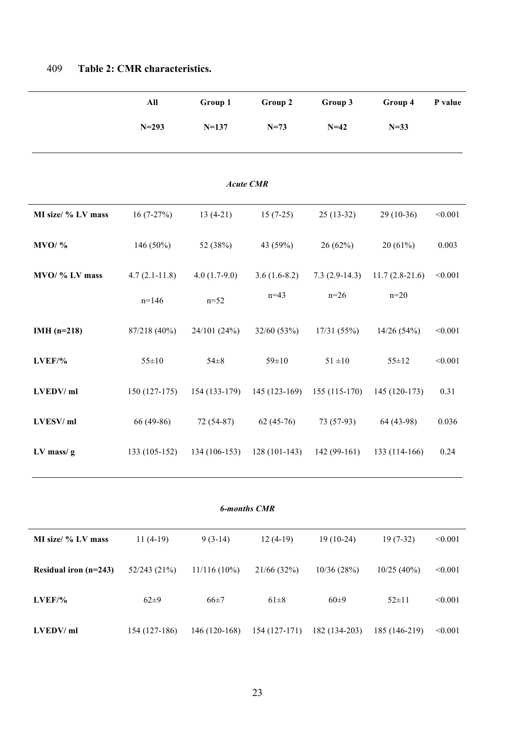409 **Table 2: CMR characteristics.**

| | All N=293 | Group 1 N=137 | Group 2 N=73 | Group 3 N=42 | Group 4 N=33 | P value |
|---|---|---|---|---|---|---|
| | | | ***Acute CMR*** | | | |
| **MI size/ % LV mass** | 16 (7-27%) | 13 (4-21) | 15 (7-25) | 25 (13-32) | 29 (10-36) | <0.001 |
| **MVO/ %** | 146 (50%) | 52 (38%) | 43 (59%) | 26 (62%) | 20 (61%) | 0.003 |
| **MVO/ % LV mass** | 4.7 (2.1-11.8) n=146 | 4.0 (1.7-9.0) n=52 | 3.6 (1.6-8.2) n=43 | 7.3 (2.9-14.3) n=26 | 11.7 (2.8-21.6) n=20 | <0.001 |
| **IMH (n=218)** | 87/218 (40%) | 24/101 (24%) | 32/60 (53%) | 17/31 (55%) | 14/26 (54%) | <0.001 |
| **LVEF/%** | 55±10 | 54±8 | 59±10 | 51 ±10 | 55±12 | <0.001 |
| **LVEDV/ ml** | 150 (127-175) | 154 (133-179) | 145 (123-169) | 155 (115-170) | 145 (120-173) | 0.31 |
| **LVESV/ ml** | 66 (49-86) | 72 (54-87) | 62 (45-76) | 73 (57-93) | 64 (43-98) | 0.036 |
| **LV mass/ g** | 133 (105-152) | 134 (106-153) | 128 (101-143) | 142 (99-161) | 133 (114-166) | 0.24 |
| | | | ***6-months CMR*** | | | |
| **MI size/ % LV mass** | 11 (4-19) | 9 (3-14) | 12 (4-19) | 19 (10-24) | 19 (7-32) | <0.001 |
| **Residual iron (n=243)** | 52/243 (21%) | 11/116 (10%) | 21/66 (32%) | 10/36 (28%) | 10/25 (40%) | <0.001 |
| **LVEF/%** | 62±9 | 66±7 | 61±8 | 60±9 | 52±11 | <0.001 |
| **LVEDV/ ml** | 154 (127-186) | 146 (120-168) | 154 (127-171) | 182 (134-203) | 185 (146-219) | <0.001 |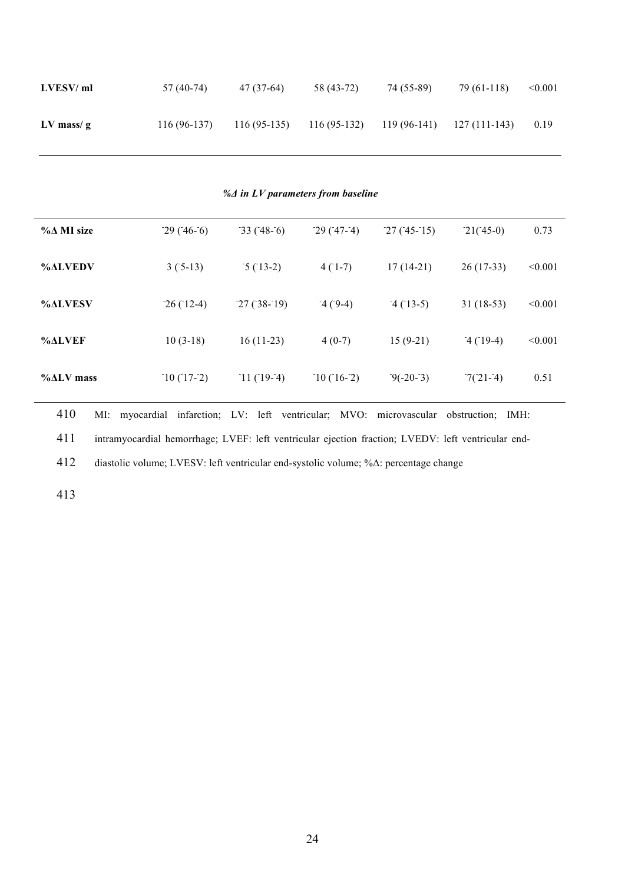| | | | | | | |
|---|---|---|---|---|---|---|
| **LVESV/ ml** | 57 (40-74) | 47 (37-64) | 58 (43-72) | 74 (55-89) | 79 (61-118) | <0.001 |
| **LV mass/ g** | 116 (96-137) | 116 (95-135) | 116 (95-132) | 119 (96-141) | 127 (111-143) | 0.19 |
| ***%Δ in LV parameters from baseline*** | | | | | | |
| **%Δ MI size** | -29 (-46--6) | -33 (-48--6) | -29 (-47--4) | -27 (-45--15) | -21(-45-0) | 0.73 |
| **%ΔLVEDV** | 3 (-5-13) | -5 (-13-2) | 4 (-1-7) | 17 (14-21) | 26 (17-33) | <0.001 |
| **%ΔLVESV** | -26 (-12-4) | -27 (-38--19) | -4 (-9-4) | -4 (-13-5) | 31 (18-53) | <0.001 |
| **%ΔLVEF** | 10 (3-18) | 16 (11-23) | 4 (0-7) | 15 (9-21) | -4 (-19-4) | <0.001 |
| **%ΔLV mass** | -10 (-17--2) | -11 (-19--4) | -10 (-16--2) | -9(-20--3) | -7(-21--4) | 0.51 |

410 MI: myocardial infarction; LV: left ventricular; MVO: microvascular obstruction; IMH:
411 intramyocardial hemorrhage; LVEF: left ventricular ejection fraction; LVEDV: left ventricular end-
412 diastolic volume; LVESV: left ventricular end-systolic volume; %Δ: percentage change

413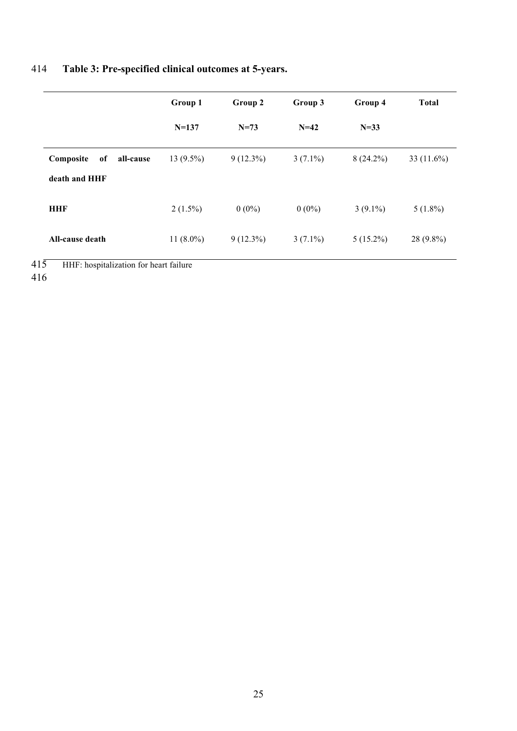**Table 3: Pre-specified clinical outcomes at 5-years.**

| | Group 1 N=137 | Group 2 N=73 | Group 3 N=42 | Group 4 N=33 | Total |
|---|---|---|---|---|---|
| **Composite of all-cause death and HHF** | 13 (9.5%) | 9 (12.3%) | 3 (7.1%) | 8 (24.2%) | 33 (11.6%) |
| **HHF** | 2 (1.5%) | 0 (0%) | 0 (0%) | 3 (9.1%) | 5 (1.8%) |
| **All-cause death** | 11 (8.0%) | 9 (12.3%) | 3 (7.1%) | 5 (15.2%) | 28 (9.8%) |

HHF: hospitalization for heart failure